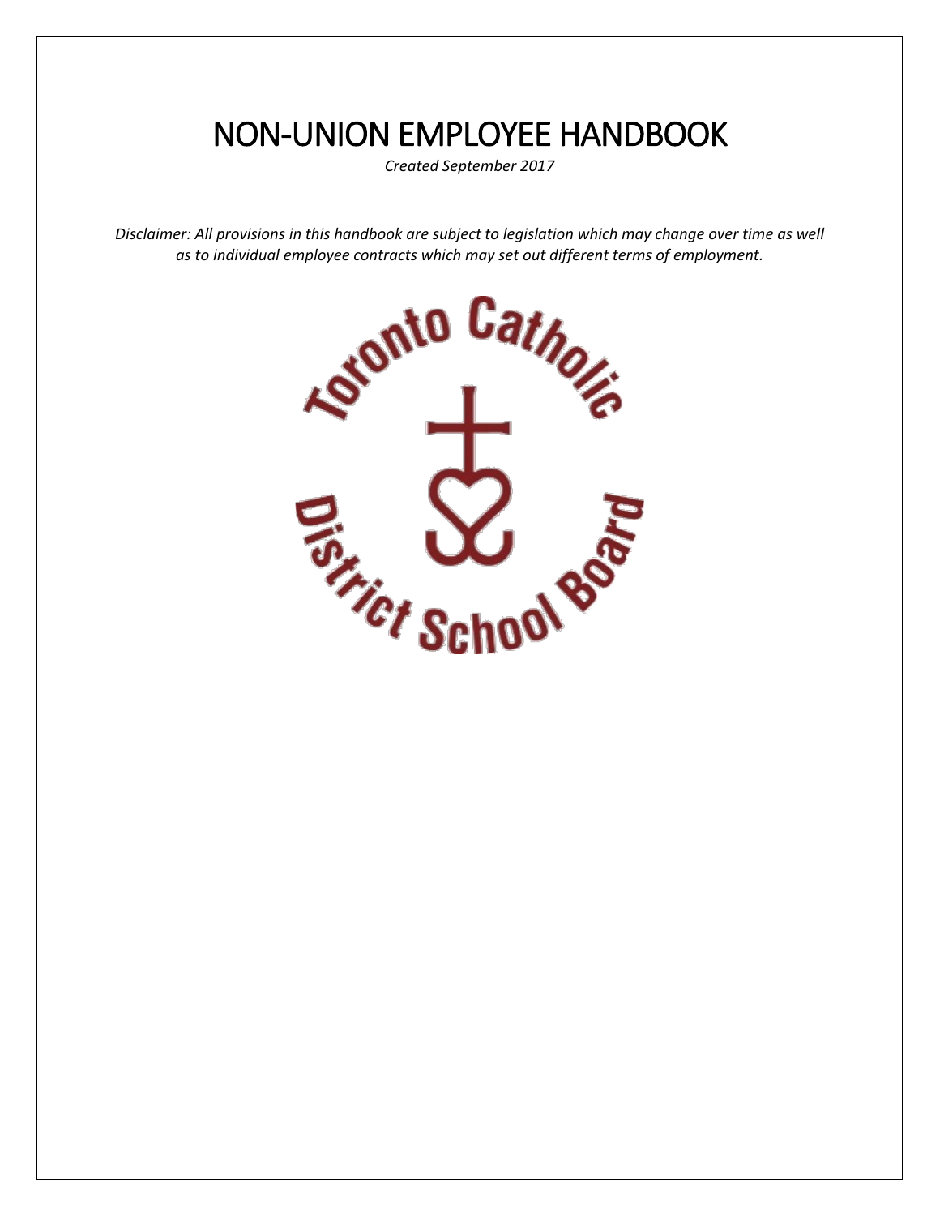# NON-UNION EMPLOYEE HANDBOOK

*Created September 2017*

*Disclaimer: All provisions in this handbook are subject to legislation which may change over time as well as to individual employee contracts which may set out different terms of employment.*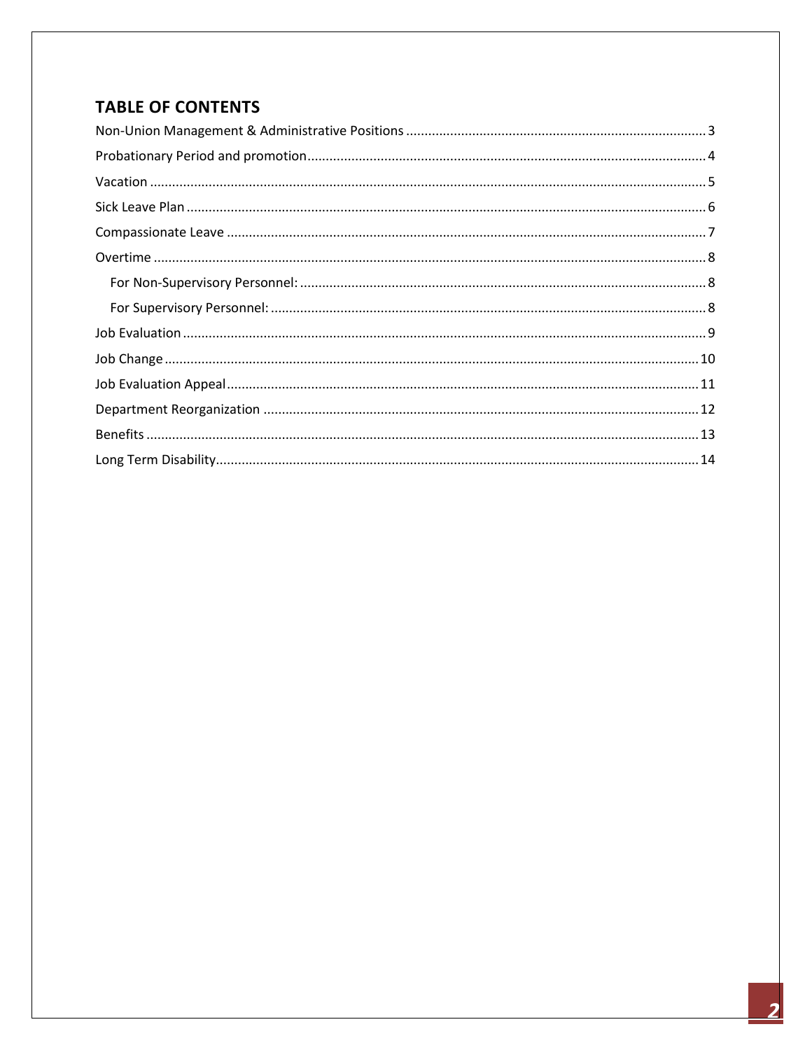## TABLE OF CONTENTS

Non-Union Management & Administrative Positions ........ 3

Probationary Period and promotion ........ 4

Vacation ........ 5

Sick Leave Plan ........ 6

Compassionate Leave ........ 7

Overtime ........ 8

- For Non-Supervisory Personnel: ........ 8
- For Supervisory Personnel: ........ 8

Job Evaluation ........ 9

Job Change ........ 10

Job Evaluation Appeal ........ 11

Department Reorganization ........ 12

Benefits ........ 13

Long Term Disability ........ 14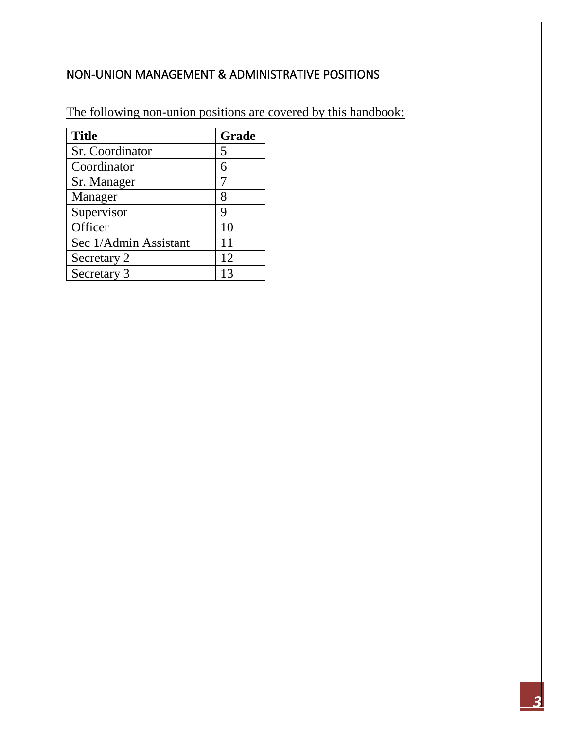## NON-UNION MANAGEMENT & ADMINISTRATIVE POSITIONS

The following non-union positions are covered by this handbook:

| Title | Grade |
| --- | --- |
| Sr. Coordinator | 5 |
| Coordinator | 6 |
| Sr. Manager | 7 |
| Manager | 8 |
| Supervisor | 9 |
| Officer | 10 |
| Sec 1/Admin Assistant | 11 |
| Secretary 2 | 12 |
| Secretary 3 | 13 |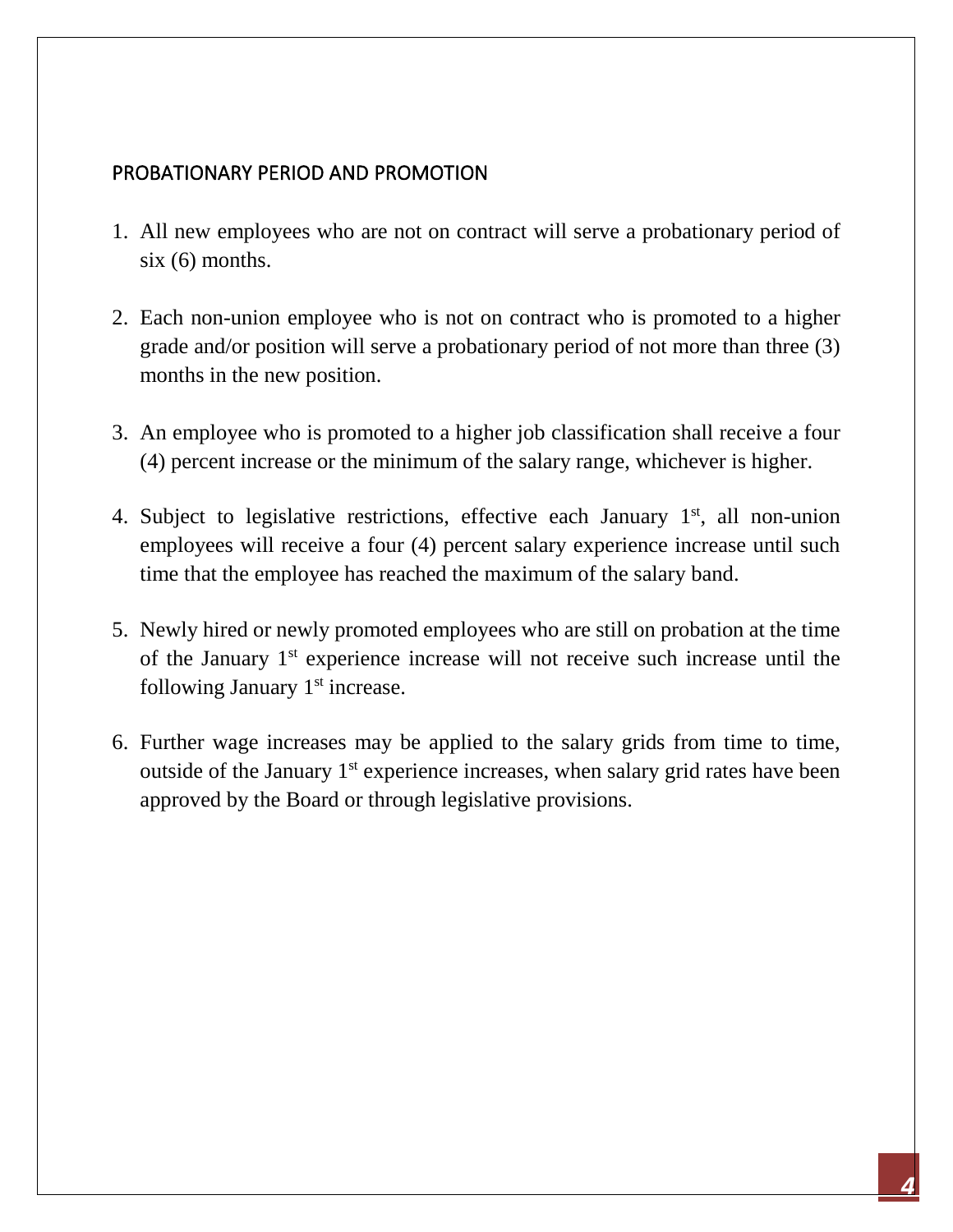## PROBATIONARY PERIOD AND PROMOTION

1. All new employees who are not on contract will serve a probationary period of six (6) months.

2. Each non-union employee who is not on contract who is promoted to a higher grade and/or position will serve a probationary period of not more than three (3) months in the new position.

3. An employee who is promoted to a higher job classification shall receive a four (4) percent increase or the minimum of the salary range, whichever is higher.

4. Subject to legislative restrictions, effective each January 1st, all non-union employees will receive a four (4) percent salary experience increase until such time that the employee has reached the maximum of the salary band.

5. Newly hired or newly promoted employees who are still on probation at the time of the January 1st experience increase will not receive such increase until the following January 1st increase.

6. Further wage increases may be applied to the salary grids from time to time, outside of the January 1st experience increases, when salary grid rates have been approved by the Board or through legislative provisions.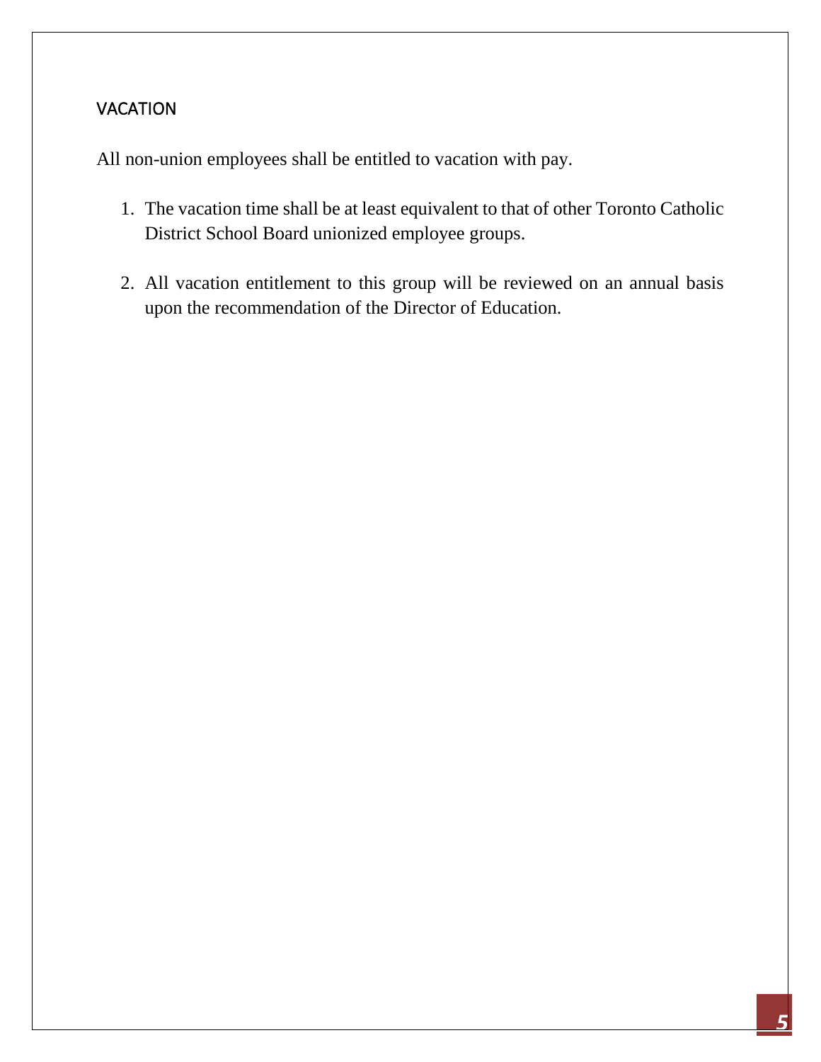## VACATION

All non-union employees shall be entitled to vacation with pay.

1. The vacation time shall be at least equivalent to that of other Toronto Catholic District School Board unionized employee groups.

2. All vacation entitlement to this group will be reviewed on an annual basis upon the recommendation of the Director of Education.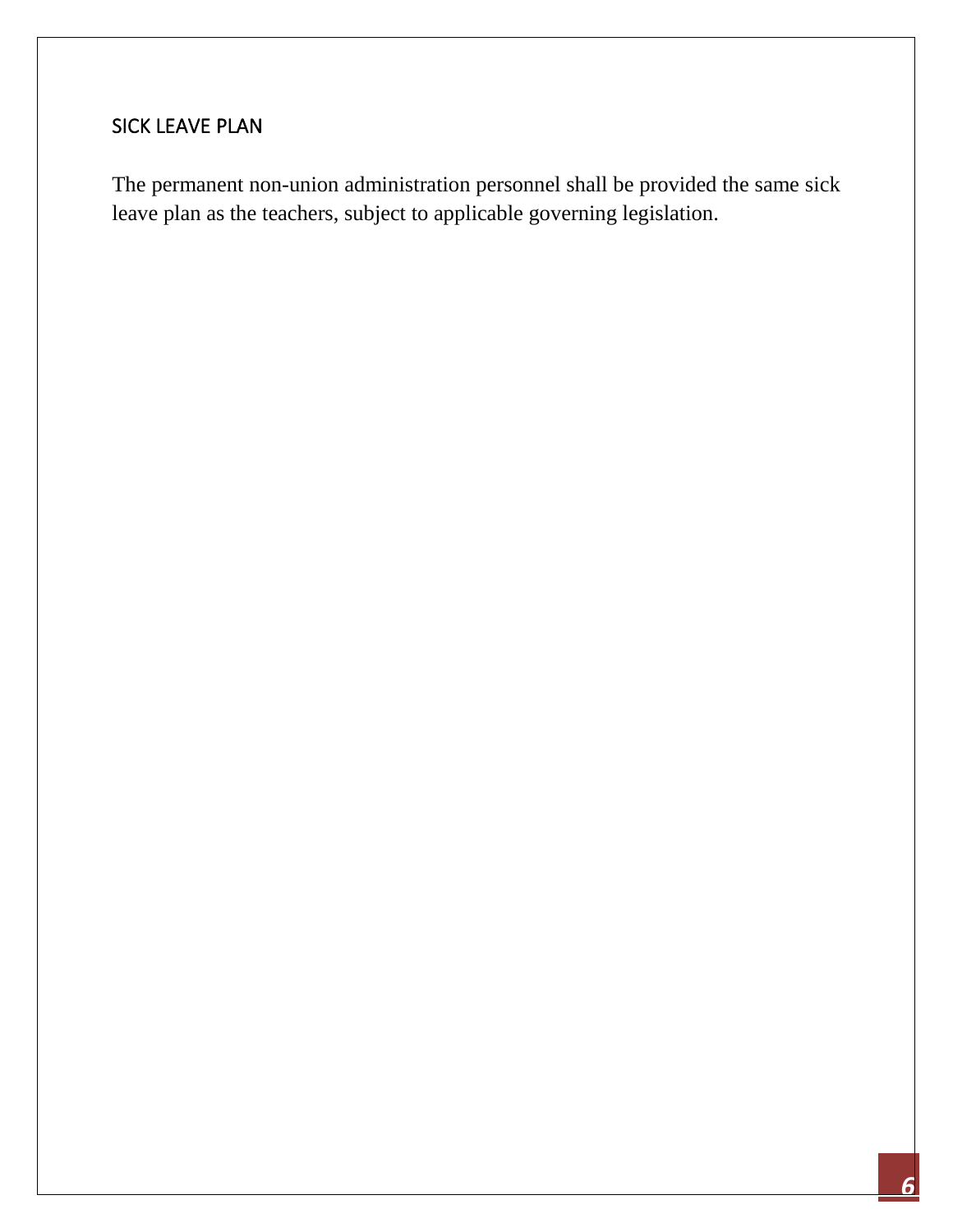## SICK LEAVE PLAN

The permanent non-union administration personnel shall be provided the same sick leave plan as the teachers, subject to applicable governing legislation.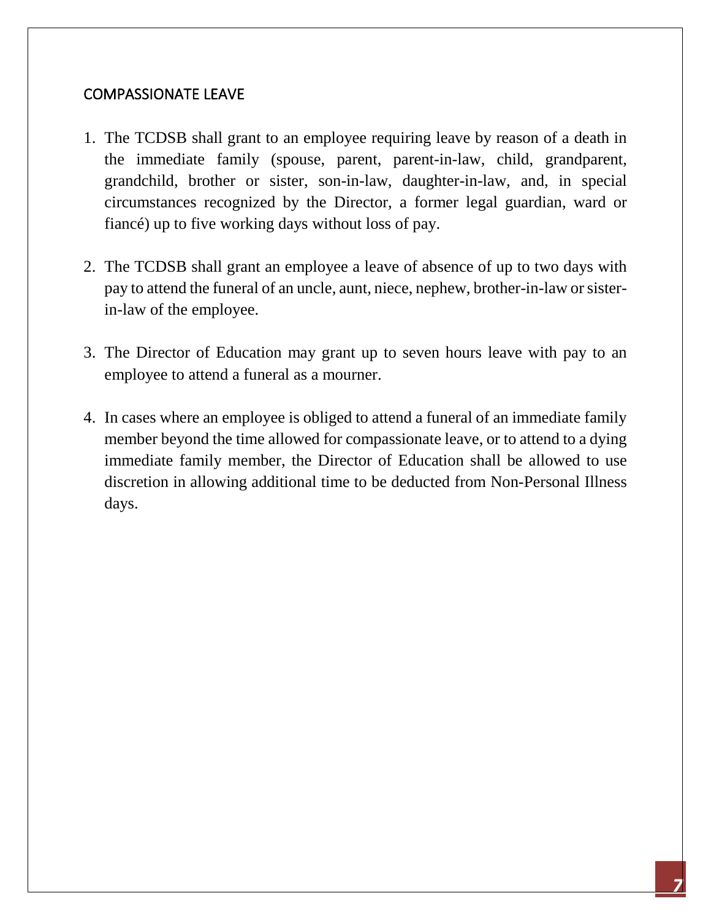## COMPASSIONATE LEAVE

1. The TCDSB shall grant to an employee requiring leave by reason of a death in the immediate family (spouse, parent, parent-in-law, child, grandparent, grandchild, brother or sister, son-in-law, daughter-in-law, and, in special circumstances recognized by the Director, a former legal guardian, ward or fiancé) up to five working days without loss of pay.

2. The TCDSB shall grant an employee a leave of absence of up to two days with pay to attend the funeral of an uncle, aunt, niece, nephew, brother-in-law or sister-in-law of the employee.

3. The Director of Education may grant up to seven hours leave with pay to an employee to attend a funeral as a mourner.

4. In cases where an employee is obliged to attend a funeral of an immediate family member beyond the time allowed for compassionate leave, or to attend to a dying immediate family member, the Director of Education shall be allowed to use discretion in allowing additional time to be deducted from Non-Personal Illness days.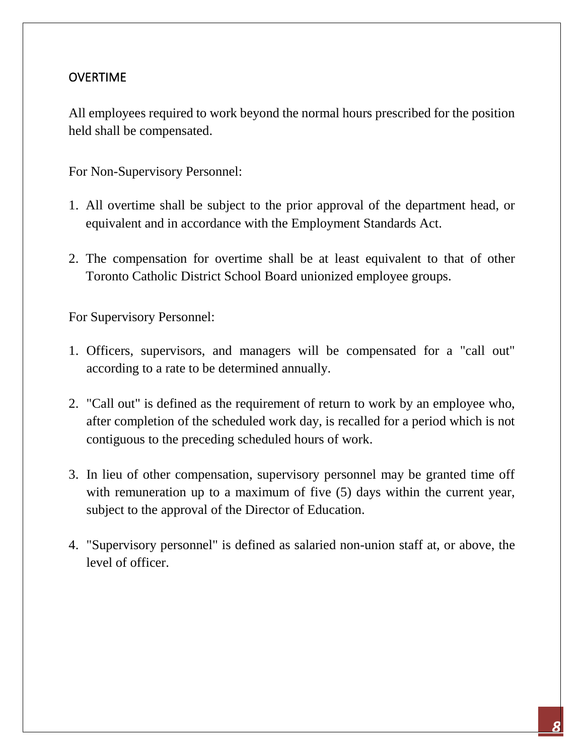## OVERTIME

All employees required to work beyond the normal hours prescribed for the position held shall be compensated.

For Non-Supervisory Personnel:

1. All overtime shall be subject to the prior approval of the department head, or equivalent and in accordance with the Employment Standards Act.

2. The compensation for overtime shall be at least equivalent to that of other Toronto Catholic District School Board unionized employee groups.

For Supervisory Personnel:

1. Officers, supervisors, and managers will be compensated for a "call out" according to a rate to be determined annually.

2. "Call out" is defined as the requirement of return to work by an employee who, after completion of the scheduled work day, is recalled for a period which is not contiguous to the preceding scheduled hours of work.

3. In lieu of other compensation, supervisory personnel may be granted time off with remuneration up to a maximum of five (5) days within the current year, subject to the approval of the Director of Education.

4. "Supervisory personnel" is defined as salaried non-union staff at, or above, the level of officer.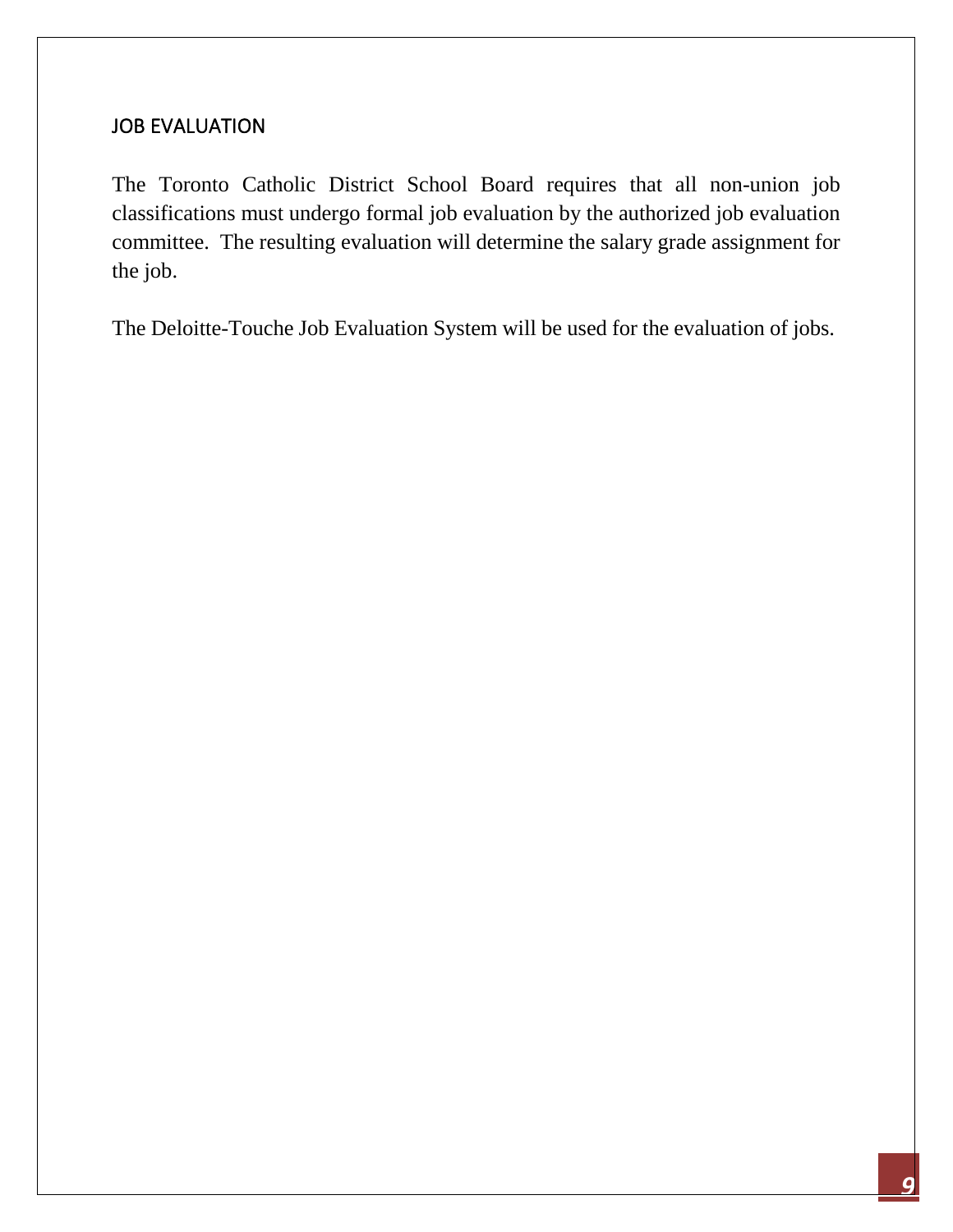## JOB EVALUATION

The Toronto Catholic District School Board requires that all non-union job classifications must undergo formal job evaluation by the authorized job evaluation committee. The resulting evaluation will determine the salary grade assignment for the job.

The Deloitte-Touche Job Evaluation System will be used for the evaluation of jobs.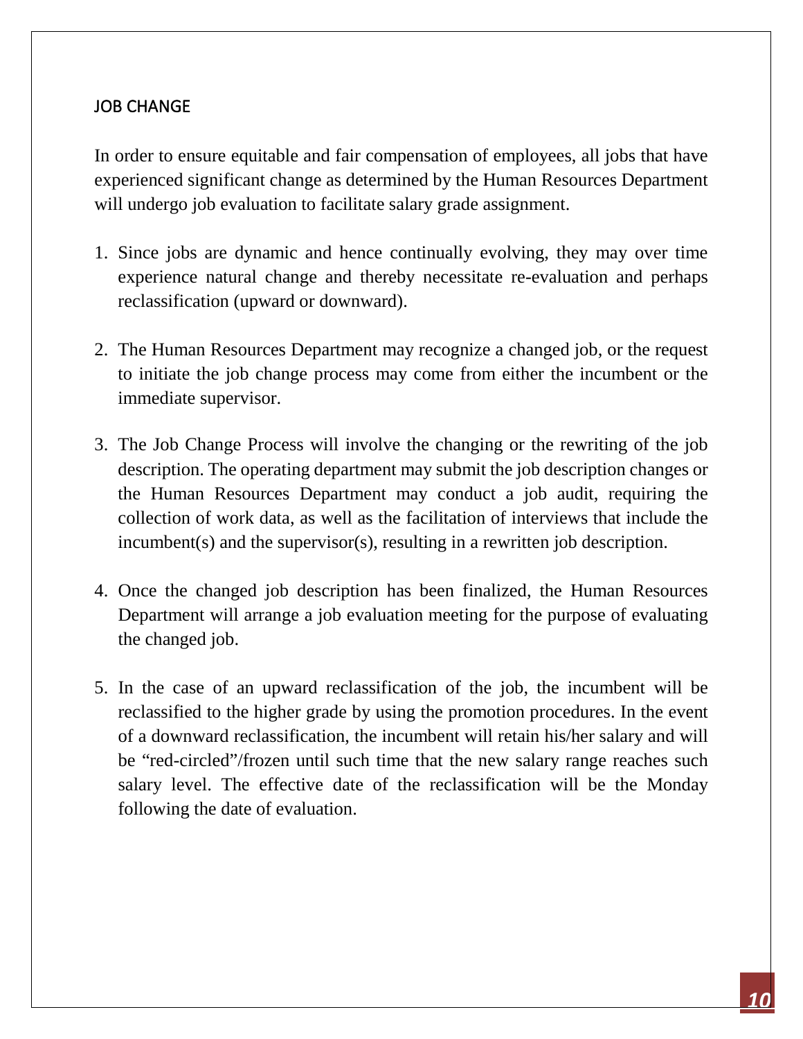## JOB CHANGE

In order to ensure equitable and fair compensation of employees, all jobs that have experienced significant change as determined by the Human Resources Department will undergo job evaluation to facilitate salary grade assignment.

1. Since jobs are dynamic and hence continually evolving, they may over time experience natural change and thereby necessitate re-evaluation and perhaps reclassification (upward or downward).

2. The Human Resources Department may recognize a changed job, or the request to initiate the job change process may come from either the incumbent or the immediate supervisor.

3. The Job Change Process will involve the changing or the rewriting of the job description. The operating department may submit the job description changes or the Human Resources Department may conduct a job audit, requiring the collection of work data, as well as the facilitation of interviews that include the incumbent(s) and the supervisor(s), resulting in a rewritten job description.

4. Once the changed job description has been finalized, the Human Resources Department will arrange a job evaluation meeting for the purpose of evaluating the changed job.

5. In the case of an upward reclassification of the job, the incumbent will be reclassified to the higher grade by using the promotion procedures. In the event of a downward reclassification, the incumbent will retain his/her salary and will be "red-circled"/frozen until such time that the new salary range reaches such salary level. The effective date of the reclassification will be the Monday following the date of evaluation.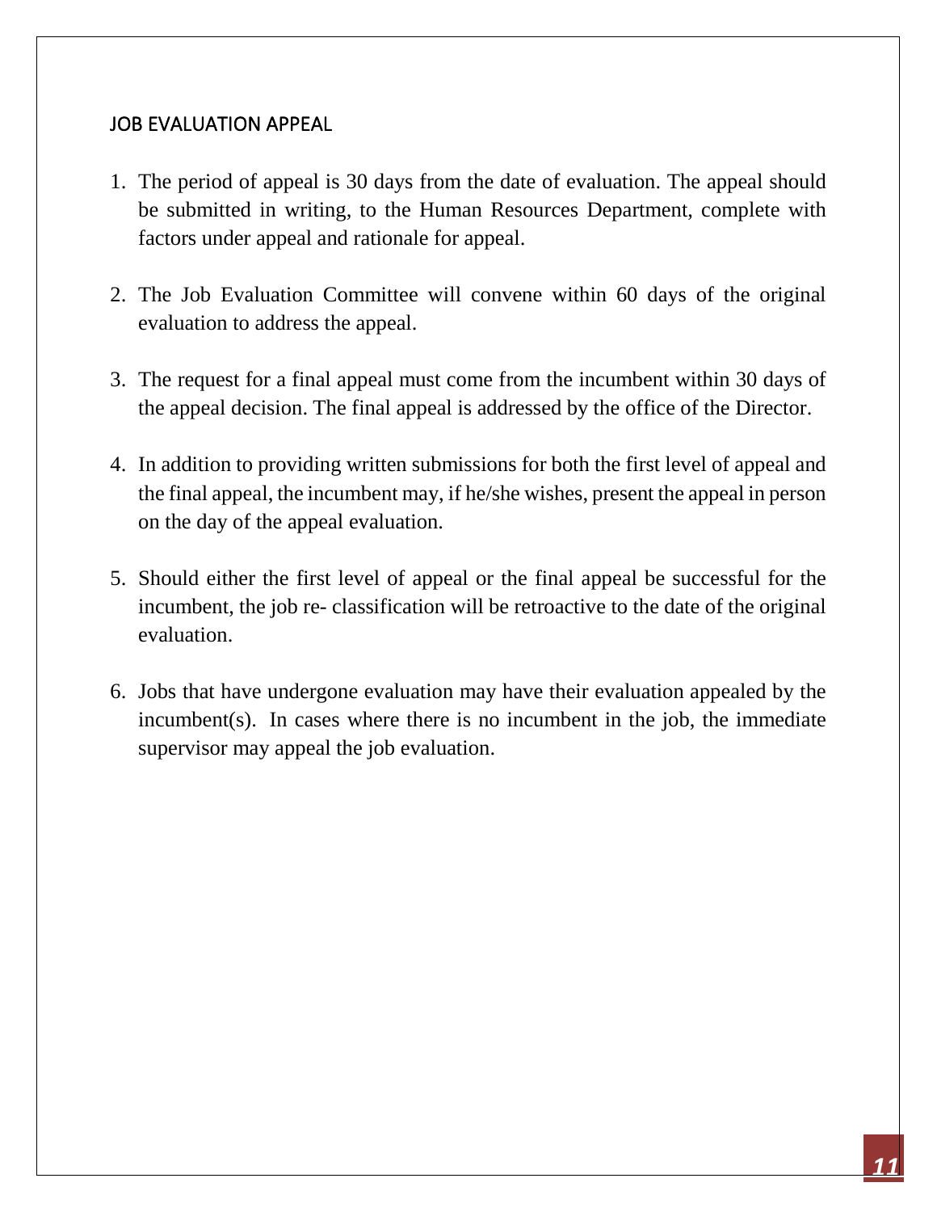## JOB EVALUATION APPEAL

1. The period of appeal is 30 days from the date of evaluation. The appeal should be submitted in writing, to the Human Resources Department, complete with factors under appeal and rationale for appeal.

2. The Job Evaluation Committee will convene within 60 days of the original evaluation to address the appeal.

3. The request for a final appeal must come from the incumbent within 30 days of the appeal decision. The final appeal is addressed by the office of the Director.

4. In addition to providing written submissions for both the first level of appeal and the final appeal, the incumbent may, if he/she wishes, present the appeal in person on the day of the appeal evaluation.

5. Should either the first level of appeal or the final appeal be successful for the incumbent, the job re- classification will be retroactive to the date of the original evaluation.

6. Jobs that have undergone evaluation may have their evaluation appealed by the incumbent(s). In cases where there is no incumbent in the job, the immediate supervisor may appeal the job evaluation.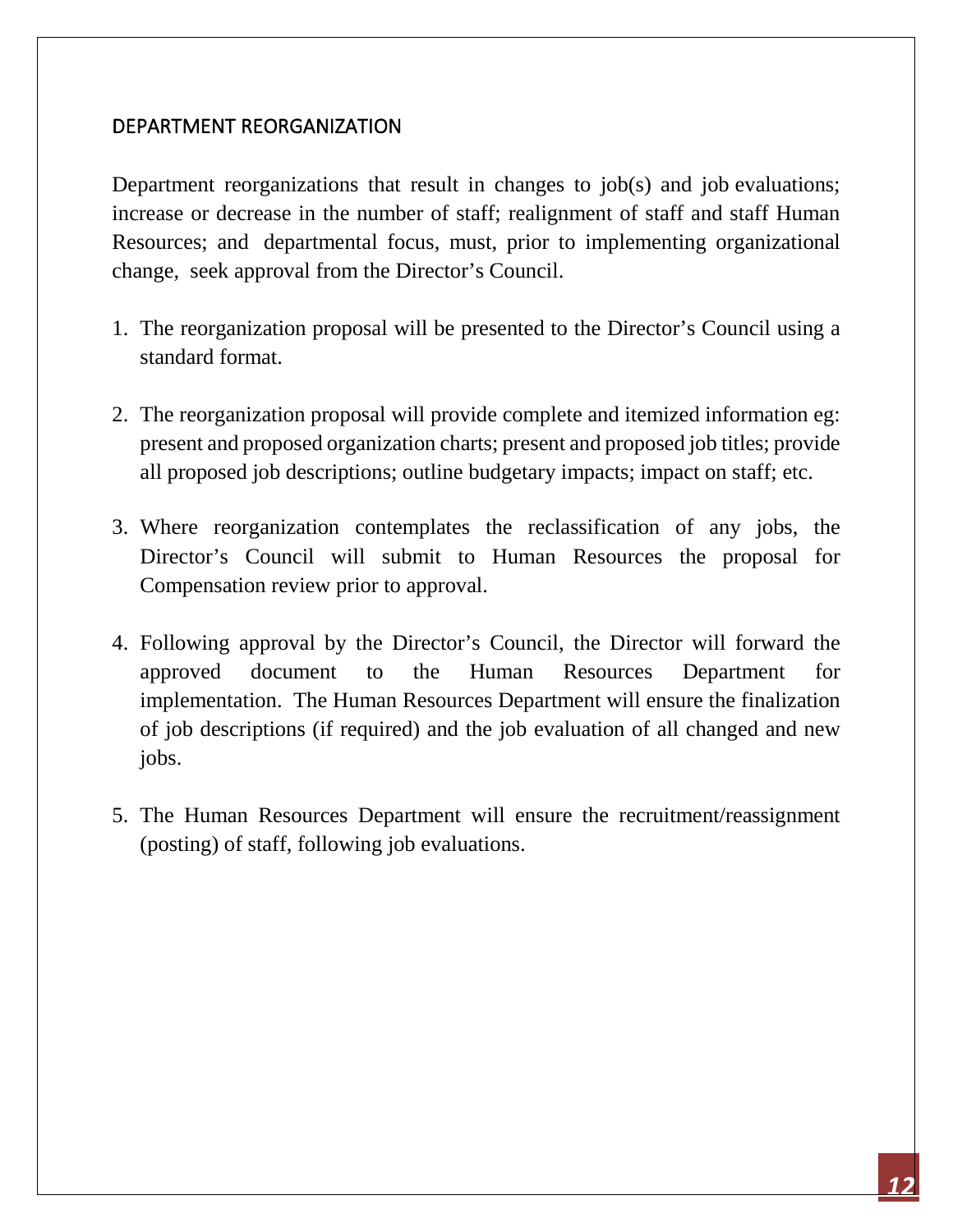## DEPARTMENT REORGANIZATION

Department reorganizations that result in changes to job(s) and job evaluations; increase or decrease in the number of staff; realignment of staff and staff Human Resources; and departmental focus, must, prior to implementing organizational change, seek approval from the Director's Council.

1. The reorganization proposal will be presented to the Director's Council using a standard format.

2. The reorganization proposal will provide complete and itemized information eg: present and proposed organization charts; present and proposed job titles; provide all proposed job descriptions; outline budgetary impacts; impact on staff; etc.

3. Where reorganization contemplates the reclassification of any jobs, the Director's Council will submit to Human Resources the proposal for Compensation review prior to approval.

4. Following approval by the Director's Council, the Director will forward the approved document to the Human Resources Department for implementation. The Human Resources Department will ensure the finalization of job descriptions (if required) and the job evaluation of all changed and new jobs.

5. The Human Resources Department will ensure the recruitment/reassignment (posting) of staff, following job evaluations.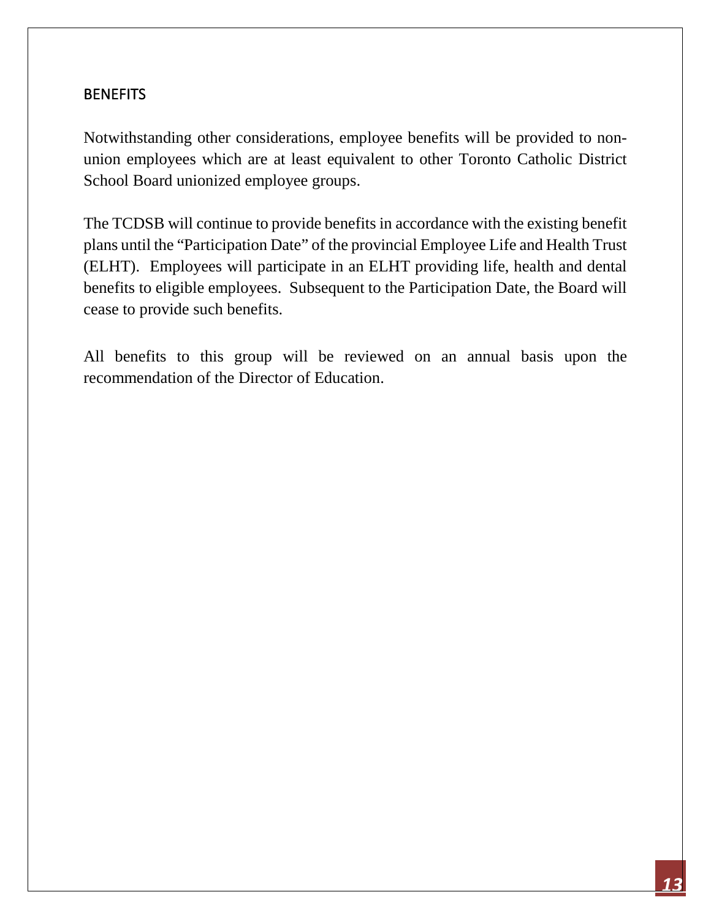## BENEFITS

Notwithstanding other considerations, employee benefits will be provided to non-union employees which are at least equivalent to other Toronto Catholic District School Board unionized employee groups.

The TCDSB will continue to provide benefits in accordance with the existing benefit plans until the "Participation Date" of the provincial Employee Life and Health Trust (ELHT). Employees will participate in an ELHT providing life, health and dental benefits to eligible employees. Subsequent to the Participation Date, the Board will cease to provide such benefits.

All benefits to this group will be reviewed on an annual basis upon the recommendation of the Director of Education.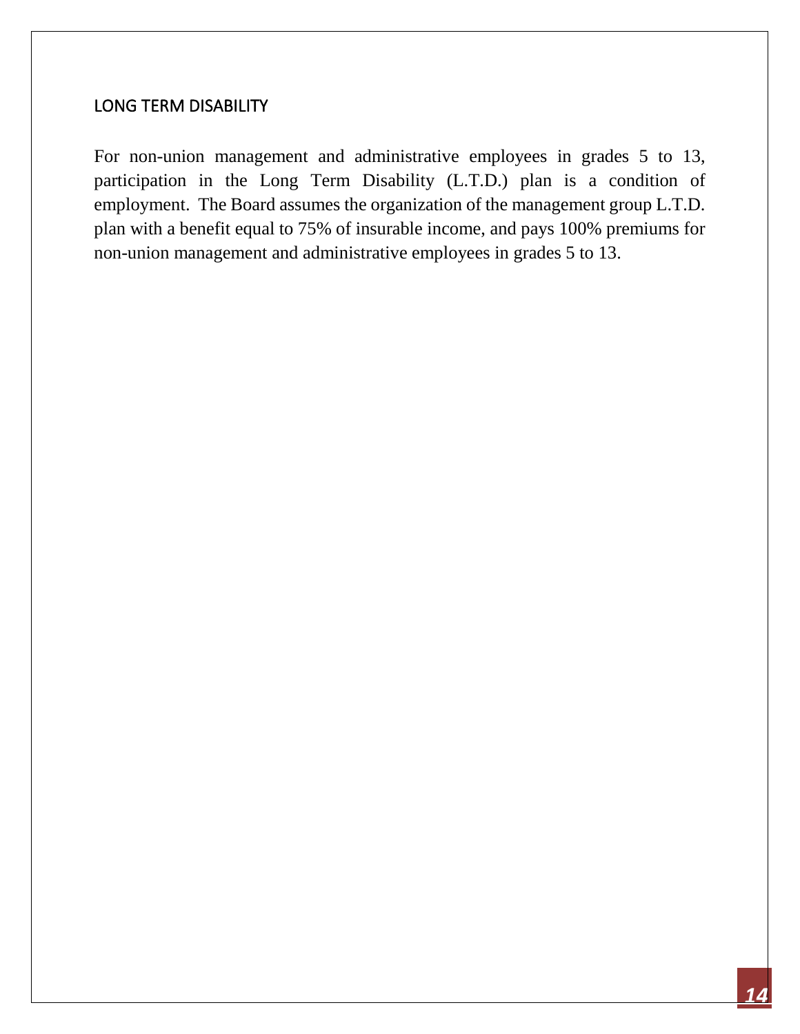## LONG TERM DISABILITY

For non-union management and administrative employees in grades 5 to 13, participation in the Long Term Disability (L.T.D.) plan is a condition of employment. The Board assumes the organization of the management group L.T.D. plan with a benefit equal to 75% of insurable income, and pays 100% premiums for non-union management and administrative employees in grades 5 to 13.